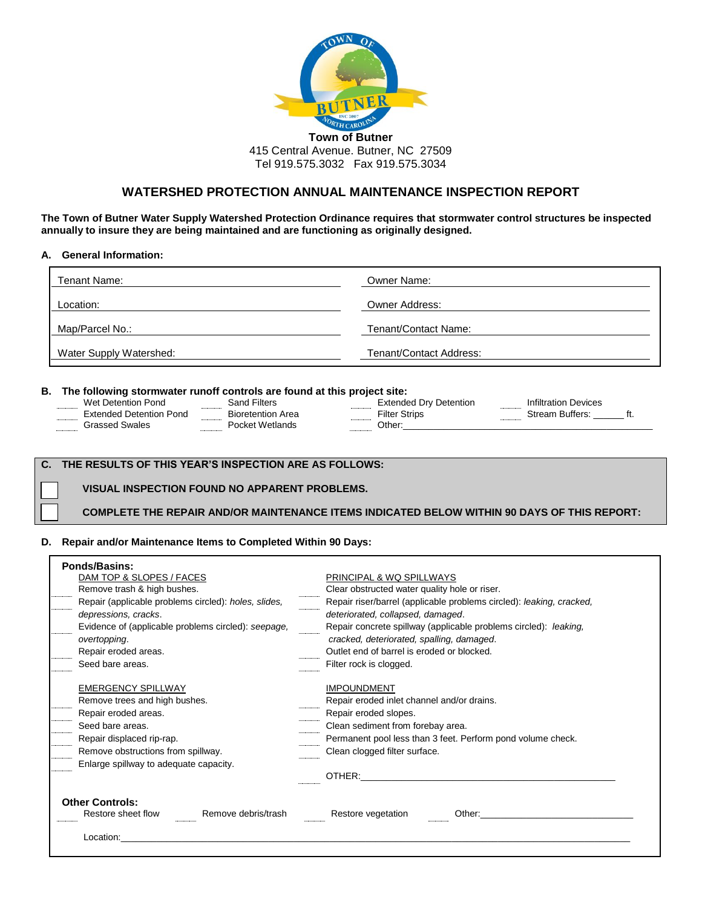**Town of Butner**
415 Central Avenue. Butner, NC 27509
Tel 919.575.3032 Fax 919.575.3034

# WATERSHED PROTECTION ANNUAL MAINTENANCE INSPECTION REPORT

**The Town of Butner Water Supply Watershed Protection Ordinance requires that stormwater control structures be inspected annually to insure they are being maintained and are functioning as originally designed.**

## A. General Information:

| | |
|---|---|
| Tenant Name: | Owner Name: |
| Location: | Owner Address: |
| Map/Parcel No.: | Tenant/Contact Name: |
| Water Supply Watershed: | Tenant/Contact Address: |

## B. The following stormwater runoff controls are found at this project site:

- ____ Wet Detention Pond
- ____ Extended Detention Pond
- ____ Grassed Swales
- ____ Sand Filters
- ____ Bioretention Area
- ____ Pocket Wetlands
- ____ Extended Dry Detention
- ____ Filter Strips
- ____ Other:______________________
- ____ Infiltration Devices
- ____ Stream Buffers: ______ ft.

## C. THE RESULTS OF THIS YEAR'S INSPECTION ARE AS FOLLOWS:

- ☐ **VISUAL INSPECTION FOUND NO APPARENT PROBLEMS.**
- ☐ **COMPLETE THE REPAIR AND/OR MAINTENANCE ITEMS INDICATED BELOW WITHIN 90 DAYS OF THIS REPORT:**

## D. Repair and/or Maintenance Items to Completed Within 90 Days:

### Ponds/Basins:

DAM TOP & SLOPES / FACES
- ____ Remove trash & high bushes.
- ____ Repair (applicable problems circled): *holes, slides, depressions, cracks*.
- ____ Evidence of (applicable problems circled): *seepage, overtopping*.
- ____ Repair eroded areas.
- ____ Seed bare areas.

EMERGENCY SPILLWAY
- ____ Remove trees and high bushes.
- ____ Repair eroded areas.
- ____ Seed bare areas.
- ____ Repair displaced rip-rap.
- ____ Remove obstructions from spillway.
- ____ Enlarge spillway to adequate capacity.

PRINCIPAL & WQ SPILLWAYS
- ____ Clear obstructed water quality hole or riser.
- ____ Repair riser/barrel (applicable problems circled): *leaking, cracked, deteriorated, collapsed, damaged*.
- ____ Repair concrete spillway (applicable problems circled): *leaking, cracked, deteriorated, spalling, damaged*.
- ____ Outlet end of barrel is eroded or blocked.
- ____ Filter rock is clogged.

IMPOUNDMENT
- ____ Repair eroded inlet channel and/or drains.
- ____ Repair eroded slopes.
- ____ Clean sediment from forebay area.
- ____ Permanent pool less than 3 feet. Perform pond volume check.
- ____ Clean clogged filter surface.
- ____ OTHER:______________________

### Other Controls:

- ____ Restore sheet flow
- ____ Remove debris/trash
- ____ Restore vegetation
- ____ Other:______________________

Location:______________________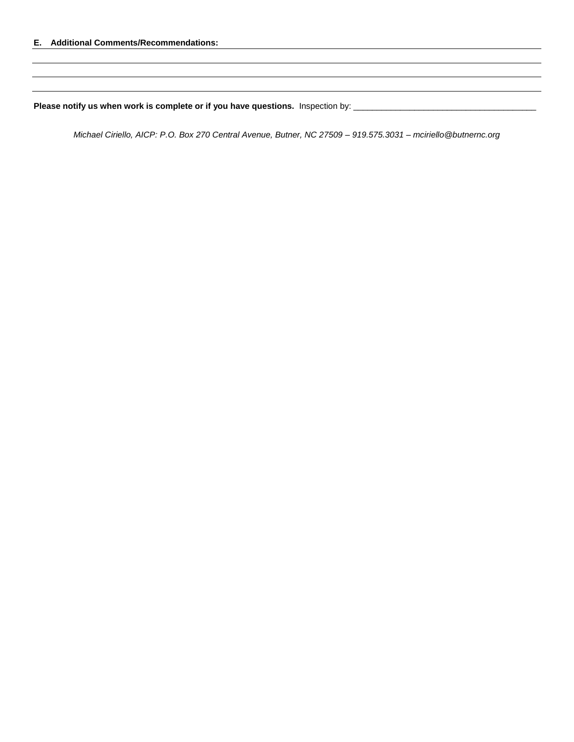**E. Additional Comments/Recommendations:**

**Please notify us when work is complete or if you have questions.** Inspection by: _______________________________________

*Michael Ciriello, AICP: P.O. Box 270 Central Avenue, Butner, NC 27509 – 919.575.3031 – mciriello@butnernc.org*